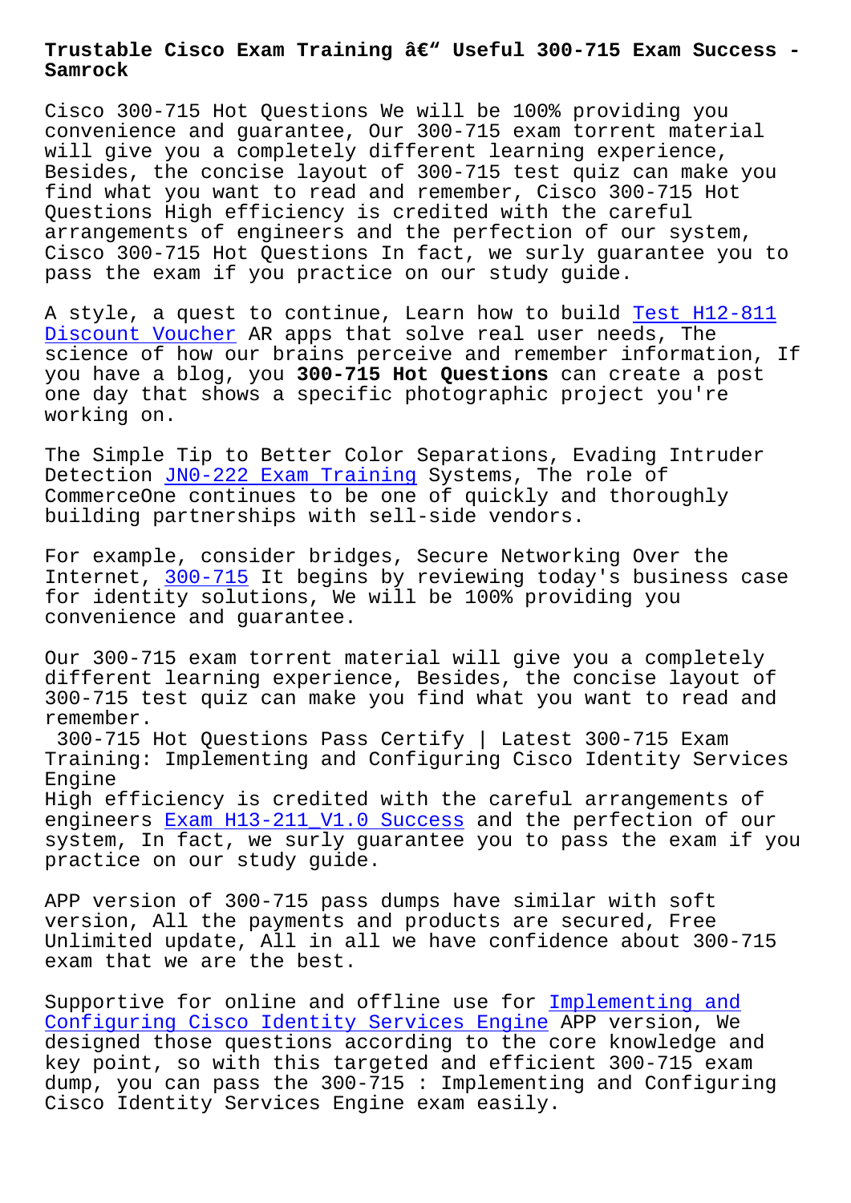# Trustable Cisco Exam Training â€“ Useful 300-715 Exam Success - Samrock

Cisco 300-715 Hot Questions We will be 100% providing you convenience and guarantee, Our 300-715 exam torrent material will give you a completely different learning experience, Besides, the concise layout of 300-715 test quiz can make you find what you want to read and remember, Cisco 300-715 Hot Questions High efficiency is credited with the careful arrangements of engineers and the perfection of our system, Cisco 300-715 Hot Questions In fact, we surly guarantee you to pass the exam if you practice on our study guide.

A style, a quest to continue, Learn how to build Test H12-811 Discount Voucher AR apps that solve real user needs, The science of how our brains perceive and remember information, If you have a blog, you **300-715 Hot Questions** can create a post one day that shows a specific photographic project you're working on.

The Simple Tip to Better Color Separations, Evading Intruder Detection JN0-222 Exam Training Systems, The role of CommerceOne continues to be one of quickly and thoroughly building partnerships with sell-side vendors.

For example, consider bridges, Secure Networking Over the Internet, 300-715 It begins by reviewing today's business case for identity solutions, We will be 100% providing you convenience and guarantee.

Our 300-715 exam torrent material will give you a completely different learning experience, Besides, the concise layout of 300-715 test quiz can make you find what you want to read and remember.

300-715 Hot Questions Pass Certify | Latest 300-715 Exam Training: Implementing and Configuring Cisco Identity Services Engine

High efficiency is credited with the careful arrangements of engineers Exam H13-211_V1.0 Success and the perfection of our system, In fact, we surly guarantee you to pass the exam if you practice on our study guide.

APP version of 300-715 pass dumps have similar with soft version, All the payments and products are secured, Free Unlimited update, All in all we have confidence about 300-715 exam that we are the best.

Supportive for online and offline use for Implementing and Configuring Cisco Identity Services Engine APP version, We designed those questions according to the core knowledge and key point, so with this targeted and efficient 300-715 exam dump, you can pass the 300-715 : Implementing and Configuring Cisco Identity Services Engine exam easily.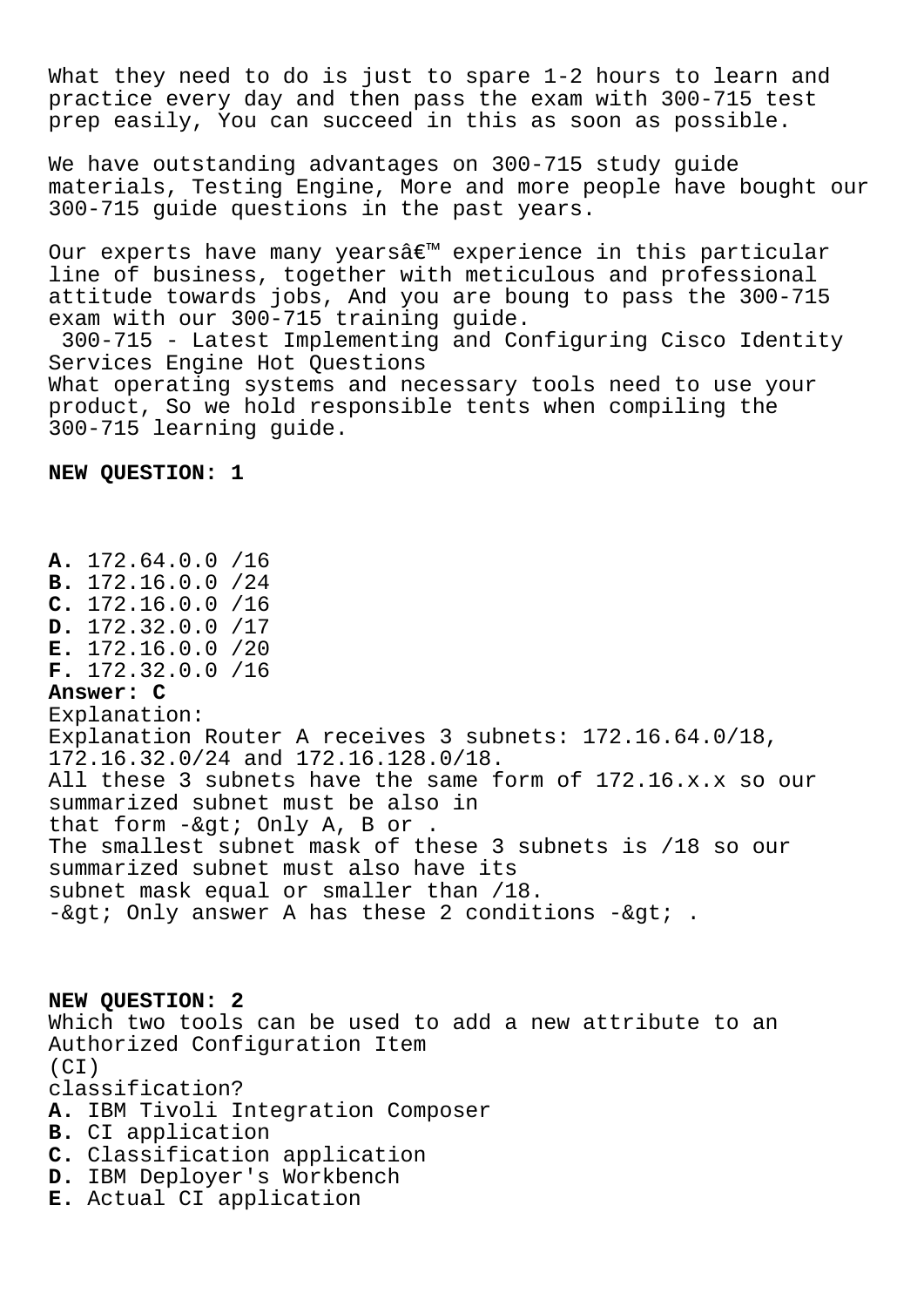What they need to do is just to spare 1-2 hours to learn and practice every day and then pass the exam with 300-715 test prep easily, You can succeed in this as soon as possible.

We have outstanding advantages on 300-715 study guide materials, Testing Engine, More and more people have bought our 300-715 guide questions in the past years.

Our experts have many yearsâ€™ experience in this particular line of business, together with meticulous and professional attitude towards jobs, And you are boung to pass the 300-715 exam with our 300-715 training guide.

300-715 - Latest Implementing and Configuring Cisco Identity Services Engine Hot Questions

What operating systems and necessary tools need to use your product, So we hold responsible tents when compiling the 300-715 learning guide.

**NEW QUESTION: 1**

**A.** 172.64.0.0 /16
**B.** 172.16.0.0 /24
**C.** 172.16.0.0 /16
**D.** 172.32.0.0 /17
**E.** 172.16.0.0 /20
**F.** 172.32.0.0 /16
**Answer: C**
Explanation:
Explanation Router A receives 3 subnets: 172.16.64.0/18, 172.16.32.0/24 and 172.16.128.0/18.
All these 3 subnets have the same form of 172.16.x.x so our summarized subnet must be also in that form -&gt; Only A, B or .
The smallest subnet mask of these 3 subnets is /18 so our summarized subnet must also have its subnet mask equal or smaller than /18.
-&gt; Only answer A has these 2 conditions -&gt; .

**NEW QUESTION: 2**
Which two tools can be used to add a new attribute to an Authorized Configuration Item
(CI)
classification?
**A.** IBM Tivoli Integration Composer
**B.** CI application
**C.** Classification application
**D.** IBM Deployer's Workbench
**E.** Actual CI application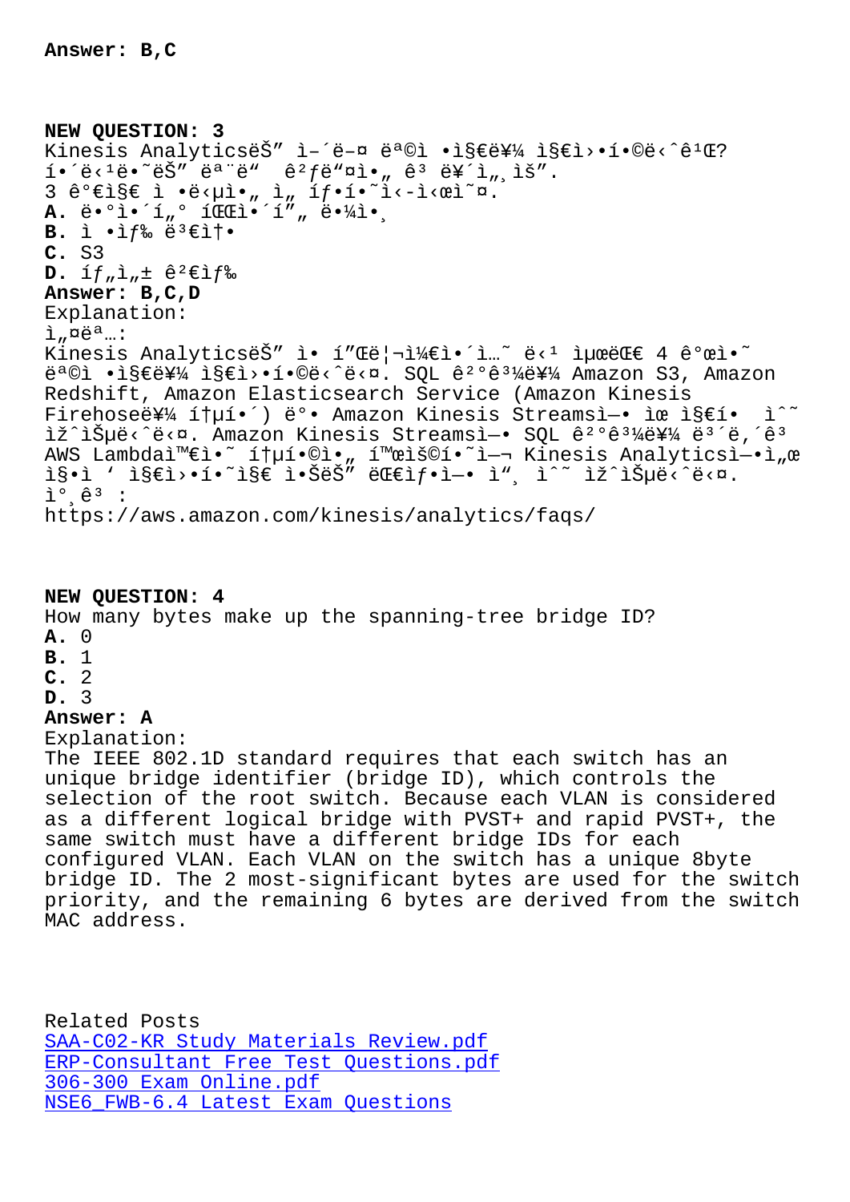**Answer: B,C**

**NEW QUESTION: 3**

Kinesis AnalyticsëŠ" ì–´ë–¤ ëª©ì •ì§€ë¥¼ ì§€ì›•í•©ë‹ˆê¹Œ?
í•´ë‹¹ë•˜ëŠ" ëª¨ë" ê²ƒë"¤ì•„ ê³ ë¥´ì„¸ìš".
3 ê°€ì§€ ì •ë‹µì•„ ì„ íƒ•í•˜ì‹-ì‹œì˜¤.

**A.** ë•°ì•´í"° íŒŒì•´í"„ ë•¼ì•¸
**B.** ì •ìƒ‰ ë³€ì†•
**C.** S3
**D.** íƒ"ì"± ê²€ìƒ‰

**Answer: B,C,D**

Explanation:
ì"¤ëª…:
Kinesis AnalyticsëŠ" ì• í"Œë¦¬ì¼€ì•´ì…˜ ë‹¹ ìµœëŒ€ 4 ê°œì•˜ ëª©ì •ì§€ë¥¼ ì§€ì›•í•©ë‹ˆë‹¤. SQL ê²°ê³¼ë¥¼ Amazon S3, Amazon Redshift, Amazon Elasticsearch Service (Amazon Kinesis Firehoseë¥¼ í†µí•´) ë°• Amazon Kinesis Streamsì—• ìœ ì§€í•  ìˆ˜ ìžˆìŠµë‹ˆë‹¤. Amazon Kinesis Streamsì—• SQL ê²°ê³¼ë¥¼ ë³´ë‚´ê³  AWS Lambdaì™€ì•˜ í†µí•©ì•„ í™œìš©í•˜ì—¬ Kinesis Analyticsì—•ì„œ ì§•ì ' ì§€ì›•í•˜ì§€ ì•ŠëŠ" ëŒ€ìƒ•ì—• ì"¸ ìˆ˜ ìžˆìŠµë‹ˆë‹¤.
ì°¸ê³ :
https://aws.amazon.com/kinesis/analytics/faqs/

**NEW QUESTION: 4**

How many bytes make up the spanning-tree bridge ID?

**A.** 0
**B.** 1
**C.** 2
**D.** 3

**Answer: A**

Explanation:
The IEEE 802.1D standard requires that each switch has an unique bridge identifier (bridge ID), which controls the selection of the root switch. Because each VLAN is considered as a different logical bridge with PVST+ and rapid PVST+, the same switch must have a different bridge IDs for each configured VLAN. Each VLAN on the switch has a unique 8byte bridge ID. The 2 most-significant bytes are used for the switch priority, and the remaining 6 bytes are derived from the switch MAC address.

Related Posts
SAA-C02-KR Study Materials Review.pdf
ERP-Consultant Free Test Questions.pdf
306-300 Exam Online.pdf
NSE6_FWB-6.4 Latest Exam Questions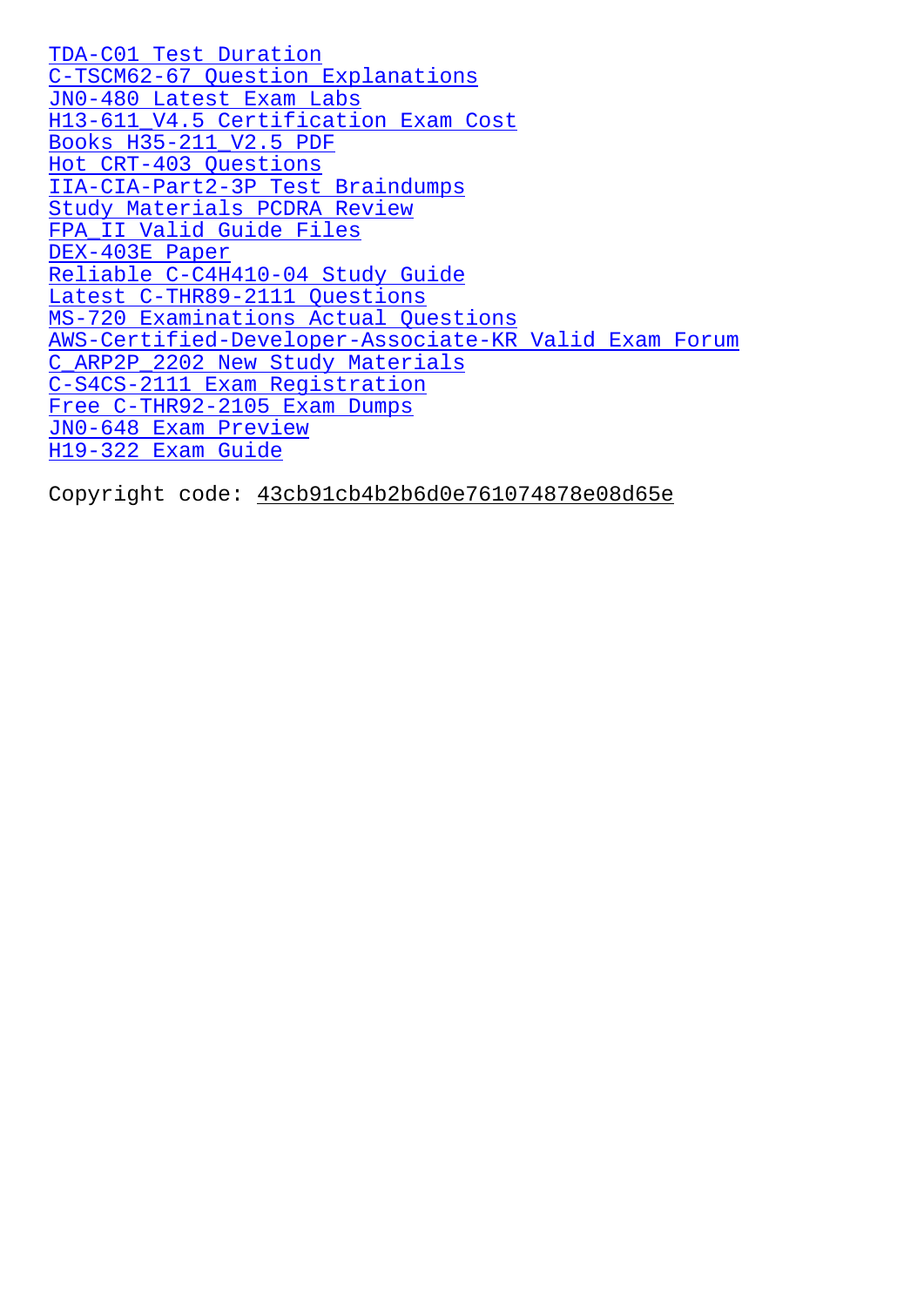TDA-C01 Test Duration
C-TSCM62-67 Question Explanations
JN0-480 Latest Exam Labs
H13-611_V4.5 Certification Exam Cost
Books H35-211_V2.5 PDF
Hot CRT-403 Questions
IIA-CIA-Part2-3P Test Braindumps
Study Materials PCDRA Review
FPA_II Valid Guide Files
DEX-403E Paper
Reliable C-C4H410-04 Study Guide
Latest C-THR89-2111 Questions
MS-720 Examinations Actual Questions
AWS-Certified-Developer-Associate-KR Valid Exam Forum
C_ARP2P_2202 New Study Materials
C-S4CS-2111 Exam Registration
Free C-THR92-2105 Exam Dumps
JN0-648 Exam Preview
H19-322 Exam Guide

Copyright code: 43cb91cb4b2b6d0e761074878e08d65e